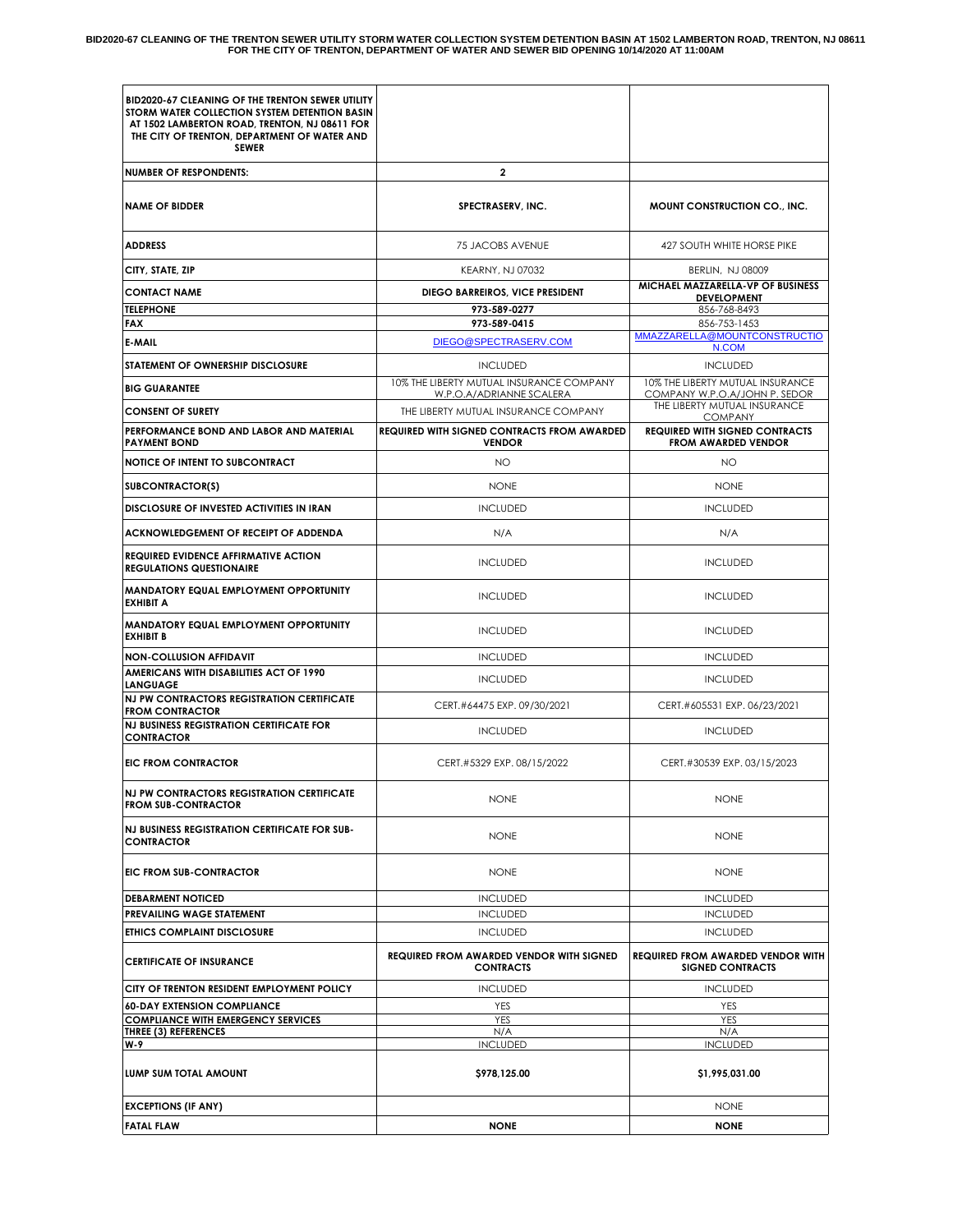**BID2020-67 CLEANING OF THE TRENTON SEWER UTILITY STORM WATER COLLECTION SYSTEM DETENTION BASIN AT 1502 LAMBERTON ROAD, TRENTON, NJ 08611 FOR THE CITY OF TRENTON, DEPARTMENT OF WATER AND SEWER BID OPENING 10/14/2020 AT 11:00AM**

| BID2020-67 CLEANING OF THE TRENTON SEWER UTILITY STORM WATER COLLECTION SYSTEM DETENTION BASIN AT 1502 LAMBERTON ROAD, TRENTON, NJ 08611 FOR THE CITY OF TRENTON, DEPARTMENT OF WATER AND SEWER | | |
|---|---|---|
| **NUMBER OF RESPONDENTS:** | **2** | |
| **NAME OF BIDDER** | **SPECTRASERV, INC.** | **MOUNT CONSTRUCTION CO., INC.** |
| **ADDRESS** | 75 JACOBS AVENUE | 427 SOUTH WHITE HORSE PIKE |
| **CITY, STATE, ZIP** | KEARNY, NJ 07032 | BERLIN, NJ 08009 |
| **CONTACT NAME** | **DIEGO BARREIROS, VICE PRESIDENT** | **MICHAEL MAZZARELLA-VP OF BUSINESS DEVELOPMENT** |
| **TELEPHONE** | **973-589-0277** | 856-768-8493 |
| **FAX** | **973-589-0415** | 856-753-1453 |
| **E-MAIL** | DIEGO@SPECTRASERV.COM | MMAZZARELLA@MOUNTCONSTRUCTION.COM |
| **STATEMENT OF OWNERSHIP DISCLOSURE** | INCLUDED | INCLUDED |
| **BIG GUARANTEE** | 10% THE LIBERTY MUTUAL INSURANCE COMPANY W.P.O.A/ADRIANNE SCALERA | 10% THE LIBERTY MUTUAL INSURANCE COMPANY W.P.O.A/JOHN P. SEDOR |
| **CONSENT OF SURETY** | THE LIBERTY MUTUAL INSURANCE COMPANY | THE LIBERTY MUTUAL INSURANCE COMPANY |
| **PERFORMANCE BOND AND LABOR AND MATERIAL PAYMENT BOND** | **REQUIRED WITH SIGNED CONTRACTS FROM AWARDED VENDOR** | **REQUIRED WITH SIGNED CONTRACTS FROM AWARDED VENDOR** |
| **NOTICE OF INTENT TO SUBCONTRACT** | NO | NO |
| **SUBCONTRACTOR(S)** | NONE | NONE |
| **DISCLOSURE OF INVESTED ACTIVITIES IN IRAN** | INCLUDED | INCLUDED |
| **ACKNOWLEDGEMENT OF RECEIPT OF ADDENDA** | N/A | N/A |
| **REQUIRED EVIDENCE AFFIRMATIVE ACTION REGULATIONS QUESTIONAIRE** | INCLUDED | INCLUDED |
| **MANDATORY EQUAL EMPLOYMENT OPPORTUNITY EXHIBIT A** | INCLUDED | INCLUDED |
| **MANDATORY EQUAL EMPLOYMENT OPPORTUNITY EXHIBIT B** | INCLUDED | INCLUDED |
| **NON-COLLUSION AFFIDAVIT** | INCLUDED | INCLUDED |
| **AMERICANS WITH DISABILITIES ACT OF 1990 LANGUAGE** | INCLUDED | INCLUDED |
| **NJ PW CONTRACTORS REGISTRATION CERTIFICATE FROM CONTRACTOR** | CERT.#64475 EXP. 09/30/2021 | CERT.#605531 EXP. 06/23/2021 |
| **NJ BUSINESS REGISTRATION CERTIFICATE FOR CONTRACTOR** | INCLUDED | INCLUDED |
| **EIC FROM CONTRACTOR** | CERT.#5329 EXP. 08/15/2022 | CERT.#30539 EXP. 03/15/2023 |
| **NJ PW CONTRACTORS REGISTRATION CERTIFICATE FROM SUB-CONTRACTOR** | NONE | NONE |
| **NJ BUSINESS REGISTRATION CERTIFICATE FOR SUB-CONTRACTOR** | NONE | NONE |
| **EIC FROM SUB-CONTRACTOR** | NONE | NONE |
| **DEBARMENT NOTICED** | INCLUDED | INCLUDED |
| **PREVAILING WAGE STATEMENT** | INCLUDED | INCLUDED |
| **ETHICS COMPLAINT DISCLOSURE** | INCLUDED | INCLUDED |
| **CERTIFICATE OF INSURANCE** | **REQUIRED FROM AWARDED VENDOR WITH SIGNED CONTRACTS** | **REQUIRED FROM AWARDED VENDOR WITH SIGNED CONTRACTS** |
| **CITY OF TRENTON RESIDENT EMPLOYMENT POLICY** | INCLUDED | INCLUDED |
| **60-DAY EXTENSION COMPLIANCE** | YES | YES |
| **COMPLIANCE WITH EMERGENCY SERVICES** | YES | YES |
| **THREE (3) REFERENCES** | N/A | N/A |
| **W-9** | INCLUDED | INCLUDED |
| **LUMP SUM TOTAL AMOUNT** | **$978,125.00** | **$1,995,031.00** |
| **EXCEPTIONS (IF ANY)** | | NONE |
| **FATAL FLAW** | **NONE** | **NONE** |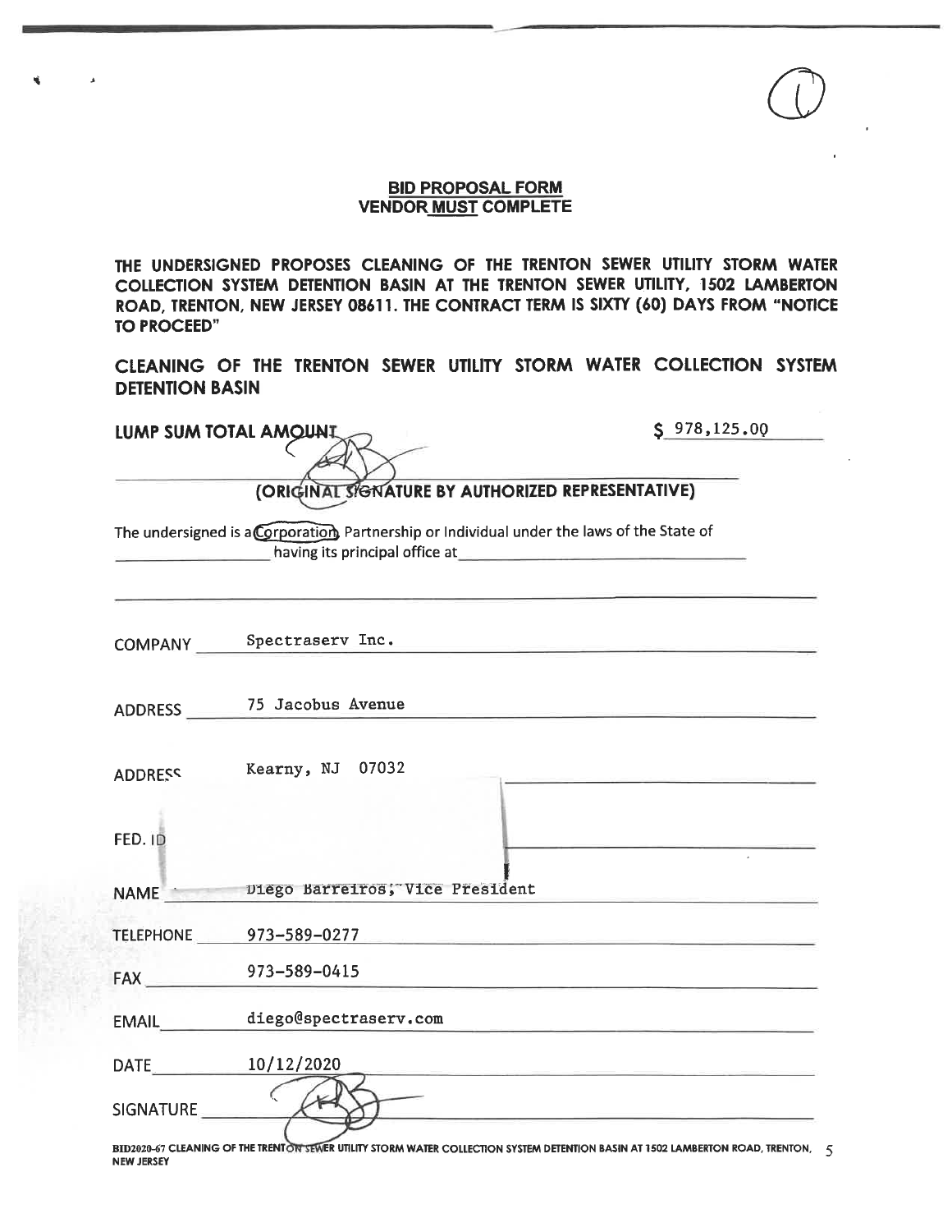## BID PROPOSAL FORM
## VENDOR MUST COMPLETE

**THE UNDERSIGNED PROPOSES CLEANING OF THE TRENTON SEWER UTILITY STORM WATER COLLECTION SYSTEM DETENTION BASIN AT THE TRENTON SEWER UTILITY, 1502 LAMBERTON ROAD, TRENTON, NEW JERSEY 08611. THE CONTRACT TERM IS SIXTY (60) DAYS FROM "NOTICE TO PROCEED"**

**CLEANING OF THE TRENTON SEWER UTILITY STORM WATER COLLECTION SYSTEM DETENTION BASIN**

**LUMP SUM TOTAL AMOUNT** $ 978,125.00

**(ORIGINAL SIGNATURE BY AUTHORIZED REPRESENTATIVE)**

The undersigned is a Corporation, Partnership or Individual under the laws of the State of \_\_\_\_\_\_\_\_\_\_ having its principal office at \_\_\_\_\_\_\_\_\_\_

COMPANY Spectraserv Inc.

ADDRESS 75 Jacobus Avenue

ADDRESS Kearny, NJ 07032

FED. ID

NAME Diego Barreiros, Vice President

TELEPHONE 973-589-0277

FAX 973-589-0415

EMAIL diego@spectraserv.com

DATE 10/12/2020

SIGNATURE

BID2020-67 CLEANING OF THE TRENTON SEWER UTILITY STORM WATER COLLECTION SYSTEM DETENTION BASIN AT 1502 LAMBERTON ROAD, TRENTON, NEW JERSEY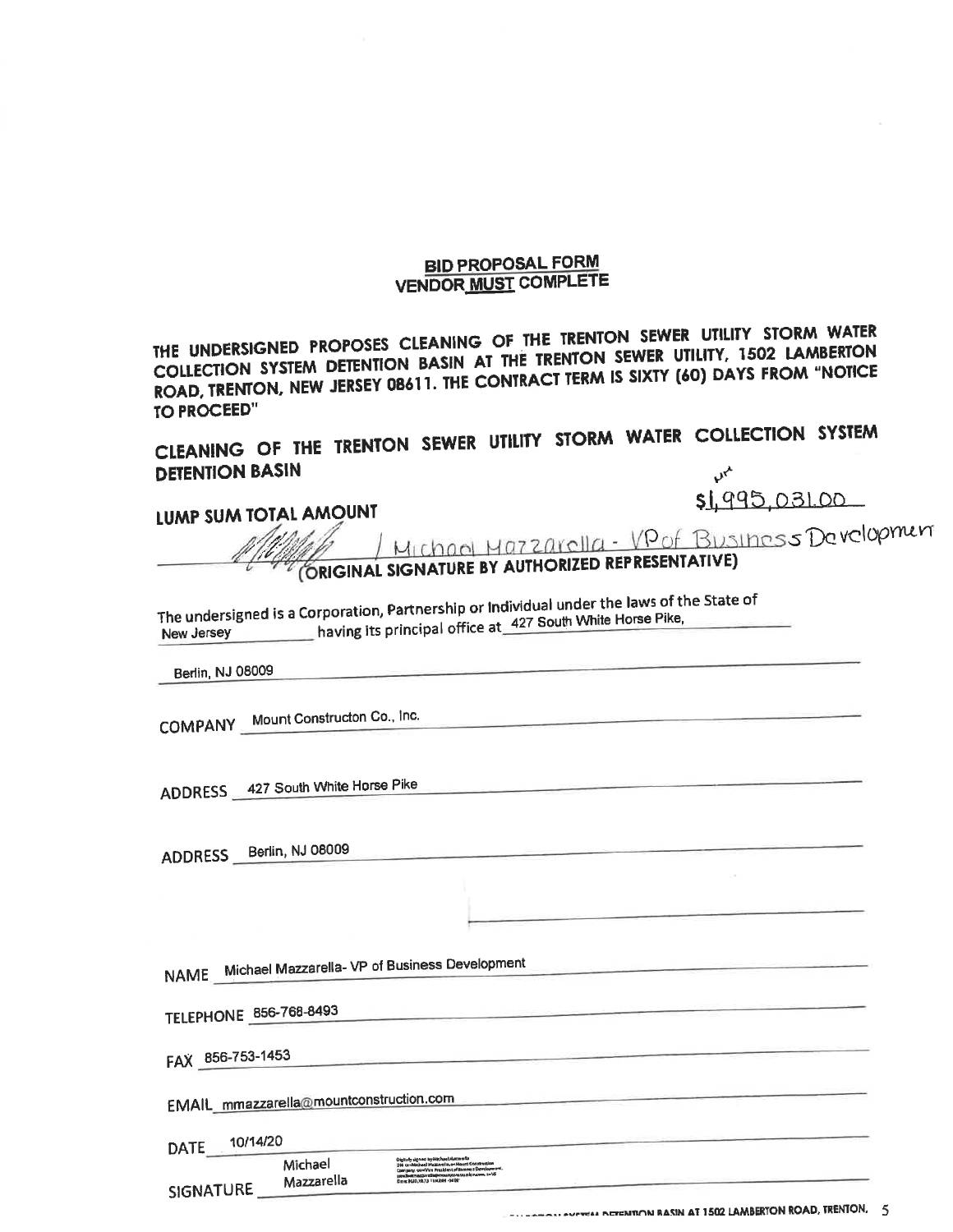**BID PROPOSAL FORM**
**VENDOR MUST COMPLETE**

**THE UNDERSIGNED PROPOSES CLEANING OF THE TRENTON SEWER UTILITY STORM WATER COLLECTION SYSTEM DETENTION BASIN AT THE TRENTON SEWER UTILITY, 1502 LAMBERTON ROAD, TRENTON, NEW JERSEY 08611. THE CONTRACT TERM IS SIXTY (60) DAYS FROM "NOTICE TO PROCEED"**

**CLEANING OF THE TRENTON SEWER UTILITY STORM WATER COLLECTION SYSTEM DETENTION BASIN**

**LUMP SUM TOTAL AMOUNT** $1,995,031.00

/ Michael Mazzarella - VP of Business Development
**(ORIGINAL SIGNATURE BY AUTHORIZED REPRESENTATIVE)**

The undersigned is a Corporation, Partnership or Individual under the laws of the State of New Jersey having its principal office at 427 South White Horse Pike, Berlin, NJ 08009

COMPANY Mount Constructon Co., Inc.

ADDRESS 427 South White Horse Pike

ADDRESS Berlin, NJ 08009

NAME Michael Mazzarella- VP of Business Development

TELEPHONE 856-768-8493

FAX 856-753-1453

EMAIL mmazzarella@mountconstruction.com

DATE 10/14/20

SIGNATURE Michael Mazzarella